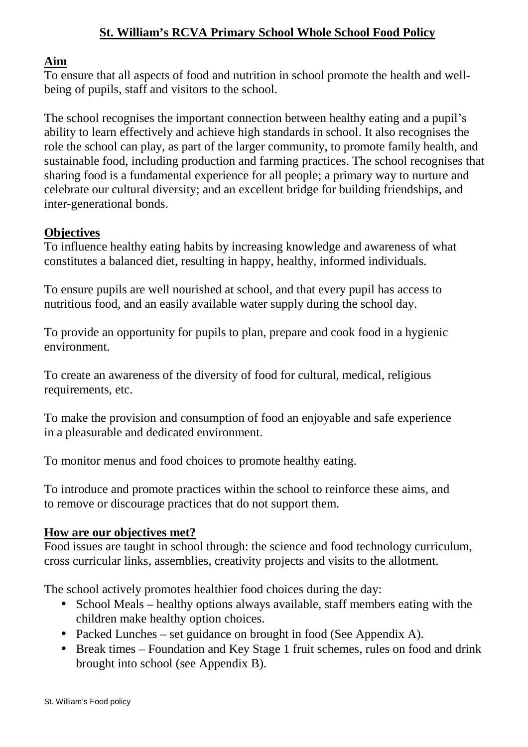# St. William's RCVA Primary School Whole School Food Policy

## Aim

To ensure that all aspects of food and nutrition in school promote the health and well-being of pupils, staff and visitors to the school.

The school recognises the important connection between healthy eating and a pupil's ability to learn effectively and achieve high standards in school. It also recognises the role the school can play, as part of the larger community, to promote family health, and sustainable food, including production and farming practices. The school recognises that sharing food is a fundamental experience for all people; a primary way to nurture and celebrate our cultural diversity; and an excellent bridge for building friendships, and inter-generational bonds.

## Objectives

To influence healthy eating habits by increasing knowledge and awareness of what constitutes a balanced diet, resulting in happy, healthy, informed individuals.

To ensure pupils are well nourished at school, and that every pupil has access to nutritious food, and an easily available water supply during the school day.

To provide an opportunity for pupils to plan, prepare and cook food in a hygienic environment.

To create an awareness of the diversity of food for cultural, medical, religious requirements, etc.

To make the provision and consumption of food an enjoyable and safe experience in a pleasurable and dedicated environment.

To monitor menus and food choices to promote healthy eating.

To introduce and promote practices within the school to reinforce these aims, and to remove or discourage practices that do not support them.

## How are our objectives met?

Food issues are taught in school through: the science and food technology curriculum, cross curricular links, assemblies, creativity projects and visits to the allotment.

The school actively promotes healthier food choices during the day:

- School Meals – healthy options always available, staff members eating with the children make healthy option choices.
- Packed Lunches – set guidance on brought in food (See Appendix A).
- Break times – Foundation and Key Stage 1 fruit schemes, rules on food and drink brought into school (see Appendix B).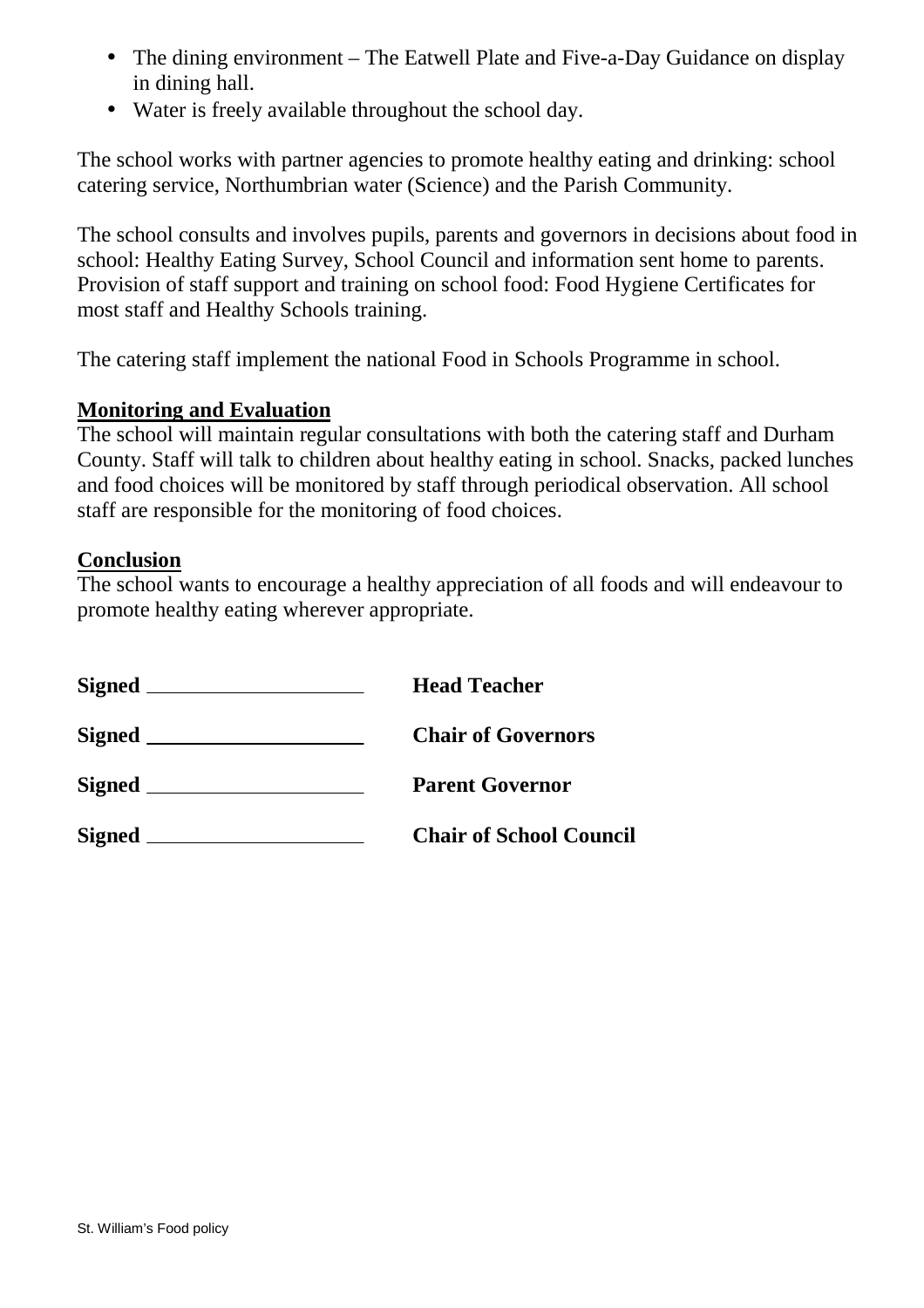- The dining environment – The Eatwell Plate and Five-a-Day Guidance on display in dining hall.
- Water is freely available throughout the school day.

The school works with partner agencies to promote healthy eating and drinking: school catering service, Northumbrian water (Science) and the Parish Community.

The school consults and involves pupils, parents and governors in decisions about food in school: Healthy Eating Survey, School Council and information sent home to parents. Provision of staff support and training on school food: Food Hygiene Certificates for most staff and Healthy Schools training.

The catering staff implement the national Food in Schools Programme in school.

**Monitoring and Evaluation**

The school will maintain regular consultations with both the catering staff and Durham County. Staff will talk to children about healthy eating in school. Snacks, packed lunches and food choices will be monitored by staff through periodical observation. All school staff are responsible for the monitoring of food choices.

**Conclusion**

The school wants to encourage a healthy appreciation of all foods and will endeavour to promote healthy eating wherever appropriate.

**Signed** ____________________ **Head Teacher**

**Signed** ____________________ **Chair of Governors**

**Signed** ____________________ **Parent Governor**

**Signed** ____________________ **Chair of School Council**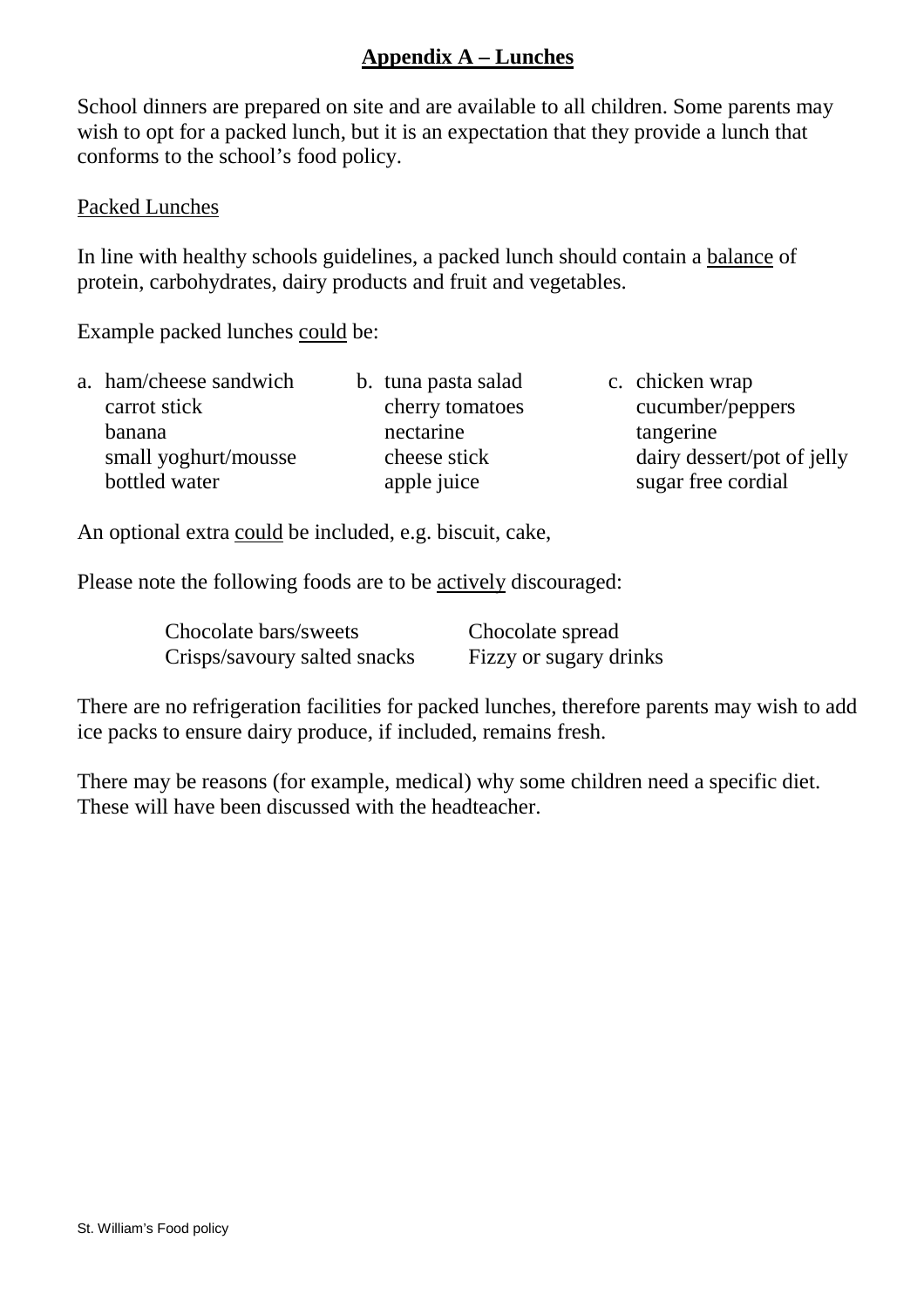## Appendix A – Lunches

School dinners are prepared on site and are available to all children. Some parents may wish to opt for a packed lunch, but it is an expectation that they provide a lunch that conforms to the school's food policy.

Packed Lunches

In line with healthy schools guidelines, a packed lunch should contain a balance of protein, carbohydrates, dairy products and fruit and vegetables.

Example packed lunches could be:

a. ham/cheese sandwich
   carrot stick
   banana
   small yoghurt/mousse
   bottled water

b. tuna pasta salad
   cherry tomatoes
   nectarine
   cheese stick
   apple juice

c. chicken wrap
   cucumber/peppers
   tangerine
   dairy dessert/pot of jelly
   sugar free cordial

An optional extra could be included, e.g. biscuit, cake,

Please note the following foods are to be actively discouraged:

| | |
|---|---|
| Chocolate bars/sweets | Chocolate spread |
| Crisps/savoury salted snacks | Fizzy or sugary drinks |

There are no refrigeration facilities for packed lunches, therefore parents may wish to add ice packs to ensure dairy produce, if included, remains fresh.

There may be reasons (for example, medical) why some children need a specific diet. These will have been discussed with the headteacher.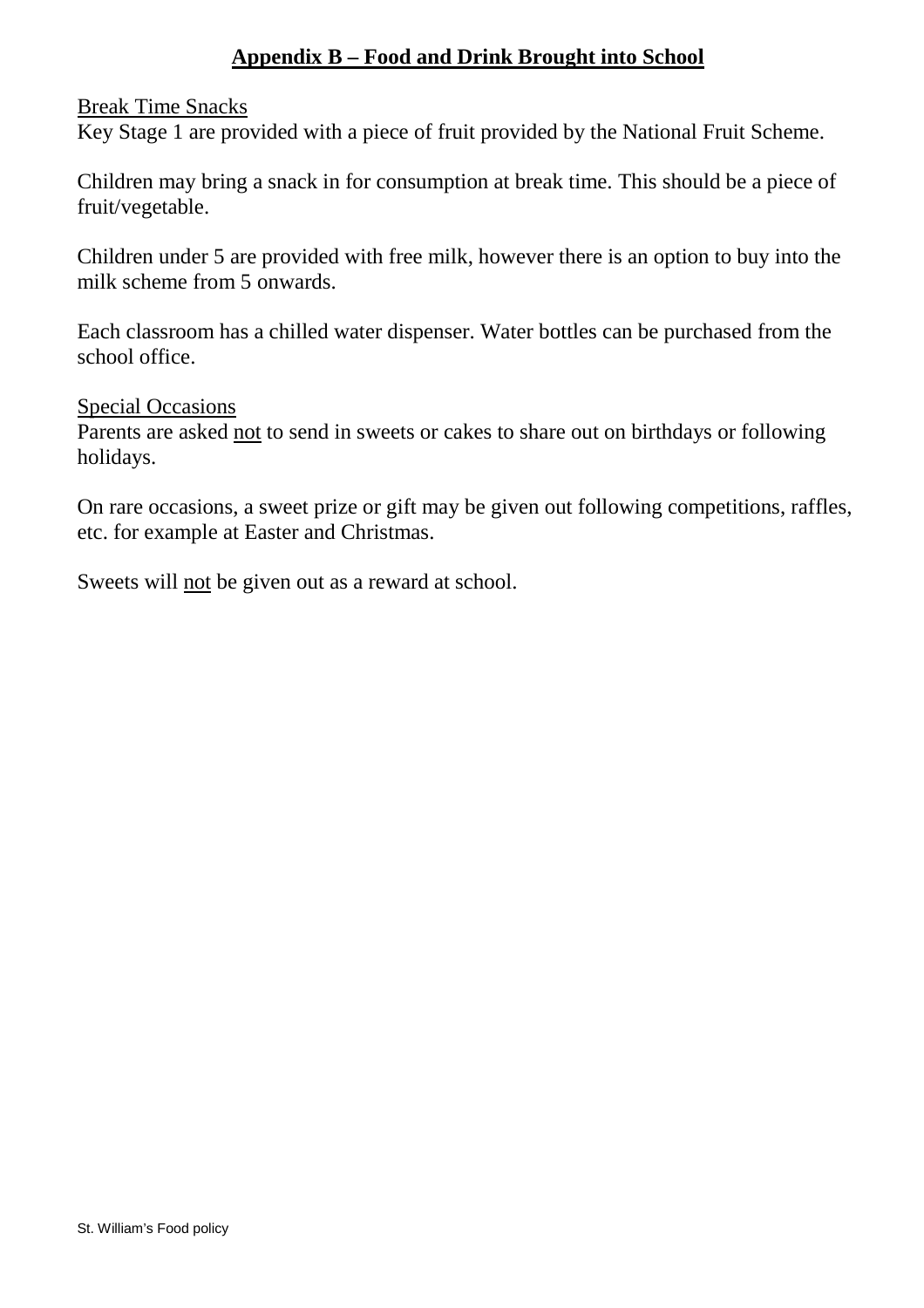## Appendix B – Food and Drink Brought into School

Break Time Snacks

Key Stage 1 are provided with a piece of fruit provided by the National Fruit Scheme.

Children may bring a snack in for consumption at break time. This should be a piece of fruit/vegetable.

Children under 5 are provided with free milk, however there is an option to buy into the milk scheme from 5 onwards.

Each classroom has a chilled water dispenser. Water bottles can be purchased from the school office.

Special Occasions

Parents are asked not to send in sweets or cakes to share out on birthdays or following holidays.

On rare occasions, a sweet prize or gift may be given out following competitions, raffles, etc. for example at Easter and Christmas.

Sweets will not be given out as a reward at school.